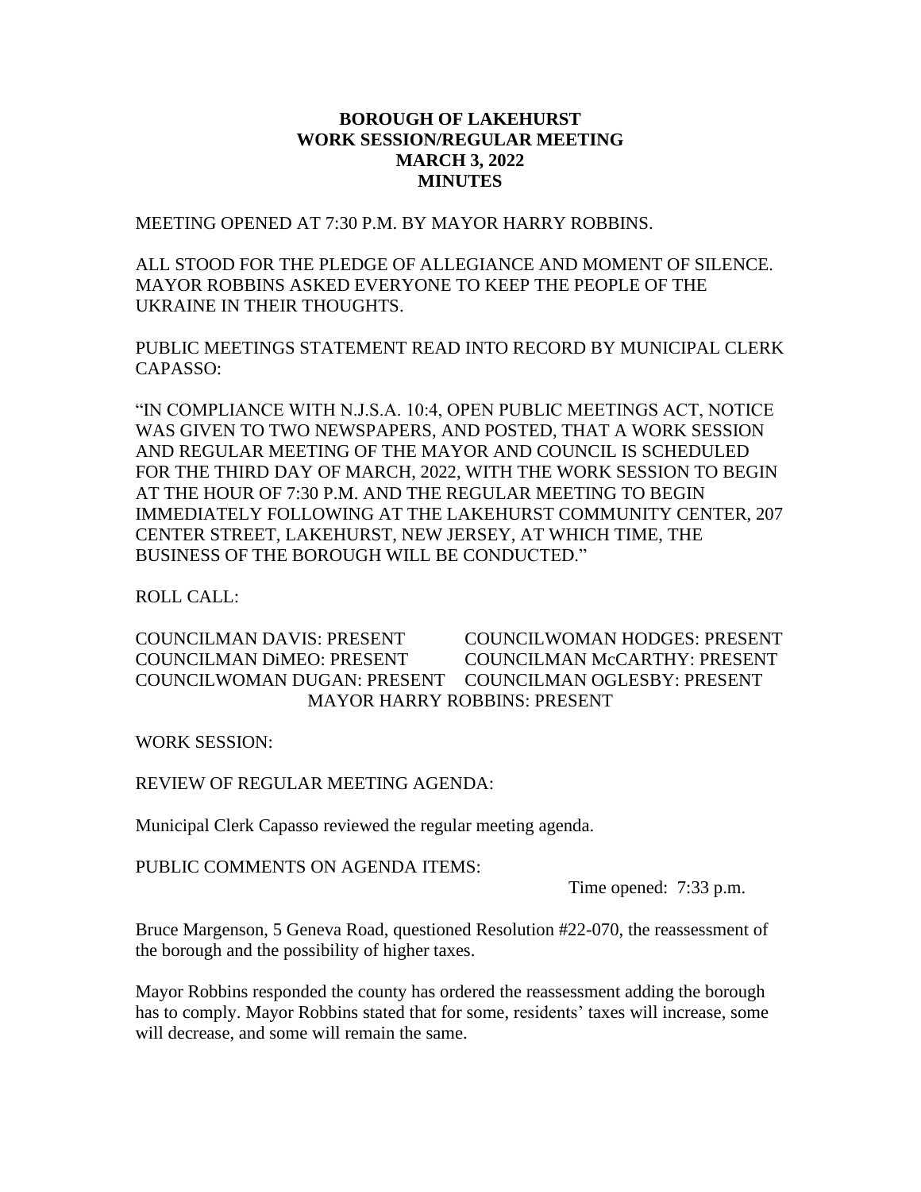# BOROUGH OF LAKEHURST
## WORK SESSION/REGULAR MEETING
## MARCH 3, 2022
## MINUTES

MEETING OPENED AT 7:30 P.M. BY MAYOR HARRY ROBBINS.

ALL STOOD FOR THE PLEDGE OF ALLEGIANCE AND MOMENT OF SILENCE. MAYOR ROBBINS ASKED EVERYONE TO KEEP THE PEOPLE OF THE UKRAINE IN THEIR THOUGHTS.

PUBLIC MEETINGS STATEMENT READ INTO RECORD BY MUNICIPAL CLERK CAPASSO:

"IN COMPLIANCE WITH N.J.S.A. 10:4, OPEN PUBLIC MEETINGS ACT, NOTICE WAS GIVEN TO TWO NEWSPAPERS, AND POSTED, THAT A WORK SESSION AND REGULAR MEETING OF THE MAYOR AND COUNCIL IS SCHEDULED FOR THE THIRD DAY OF MARCH, 2022, WITH THE WORK SESSION TO BEGIN AT THE HOUR OF 7:30 P.M. AND THE REGULAR MEETING TO BEGIN IMMEDIATELY FOLLOWING AT THE LAKEHURST COMMUNITY CENTER, 207 CENTER STREET, LAKEHURST, NEW JERSEY, AT WHICH TIME, THE BUSINESS OF THE BOROUGH WILL BE CONDUCTED."

ROLL CALL:

COUNCILMAN DAVIS: PRESENT
COUNCILWOMAN HODGES: PRESENT
COUNCILMAN DiMEO: PRESENT
COUNCILMAN McCARTHY: PRESENT
COUNCILWOMAN DUGAN: PRESENT
COUNCILMAN OGLESBY: PRESENT
MAYOR HARRY ROBBINS: PRESENT

WORK SESSION:

REVIEW OF REGULAR MEETING AGENDA:

Municipal Clerk Capasso reviewed the regular meeting agenda.

PUBLIC COMMENTS ON AGENDA ITEMS:

Time opened: 7:33 p.m.

Bruce Margenson, 5 Geneva Road, questioned Resolution #22-070, the reassessment of the borough and the possibility of higher taxes.

Mayor Robbins responded the county has ordered the reassessment adding the borough has to comply. Mayor Robbins stated that for some, residents' taxes will increase, some will decrease, and some will remain the same.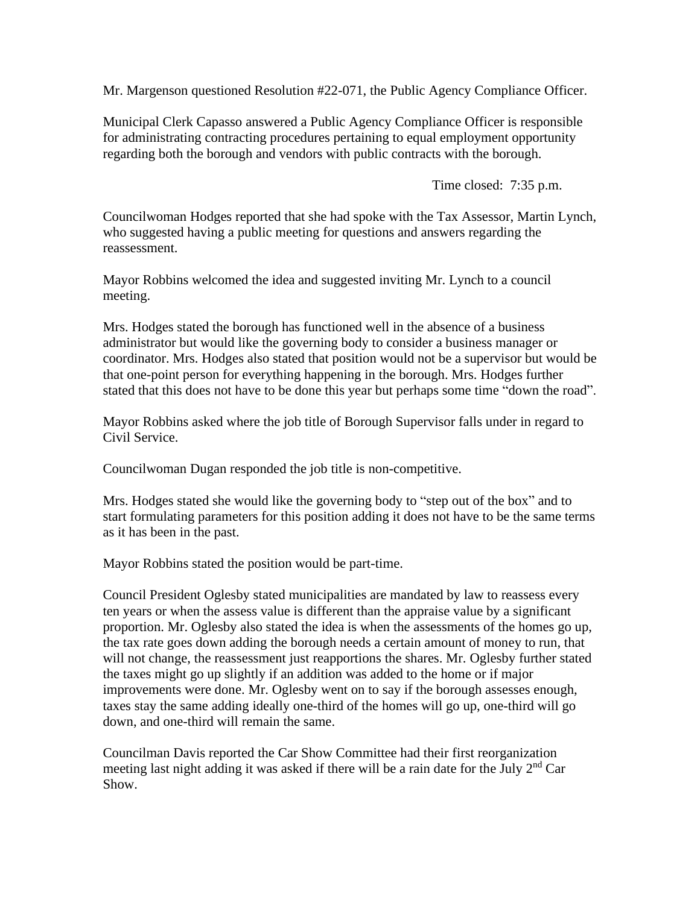Mr. Margenson questioned Resolution #22-071, the Public Agency Compliance Officer.

Municipal Clerk Capasso answered a Public Agency Compliance Officer is responsible for administrating contracting procedures pertaining to equal employment opportunity regarding both the borough and vendors with public contracts with the borough.

Time closed: 7:35 p.m.

Councilwoman Hodges reported that she had spoke with the Tax Assessor, Martin Lynch, who suggested having a public meeting for questions and answers regarding the reassessment.

Mayor Robbins welcomed the idea and suggested inviting Mr. Lynch to a council meeting.

Mrs. Hodges stated the borough has functioned well in the absence of a business administrator but would like the governing body to consider a business manager or coordinator. Mrs. Hodges also stated that position would not be a supervisor but would be that one-point person for everything happening in the borough. Mrs. Hodges further stated that this does not have to be done this year but perhaps some time "down the road".

Mayor Robbins asked where the job title of Borough Supervisor falls under in regard to Civil Service.

Councilwoman Dugan responded the job title is non-competitive.

Mrs. Hodges stated she would like the governing body to "step out of the box" and to start formulating parameters for this position adding it does not have to be the same terms as it has been in the past.

Mayor Robbins stated the position would be part-time.

Council President Oglesby stated municipalities are mandated by law to reassess every ten years or when the assess value is different than the appraise value by a significant proportion. Mr. Oglesby also stated the idea is when the assessments of the homes go up, the tax rate goes down adding the borough needs a certain amount of money to run, that will not change, the reassessment just reapportions the shares. Mr. Oglesby further stated the taxes might go up slightly if an addition was added to the home or if major improvements were done. Mr. Oglesby went on to say if the borough assesses enough, taxes stay the same adding ideally one-third of the homes will go up, one-third will go down, and one-third will remain the same.

Councilman Davis reported the Car Show Committee had their first reorganization meeting last night adding it was asked if there will be a rain date for the July 2nd Car Show.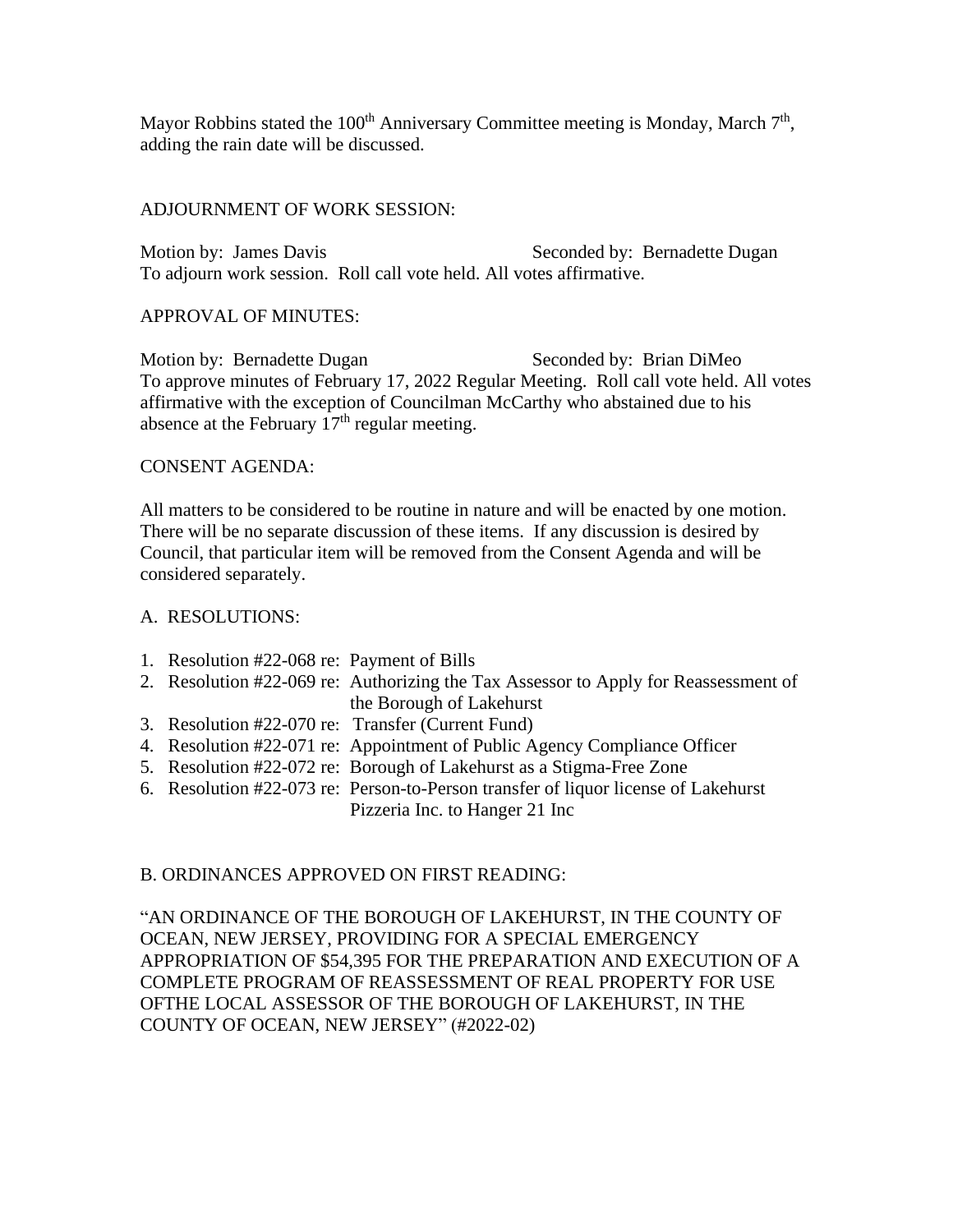Mayor Robbins stated the 100th Anniversary Committee meeting is Monday, March 7th, adding the rain date will be discussed.

ADJOURNMENT OF WORK SESSION:

Motion by: James Davis Seconded by: Bernadette Dugan
To adjourn work session. Roll call vote held. All votes affirmative.

APPROVAL OF MINUTES:

Motion by: Bernadette Dugan Seconded by: Brian DiMeo
To approve minutes of February 17, 2022 Regular Meeting. Roll call vote held. All votes affirmative with the exception of Councilman McCarthy who abstained due to his absence at the February 17th regular meeting.

CONSENT AGENDA:

All matters to be considered to be routine in nature and will be enacted by one motion. There will be no separate discussion of these items. If any discussion is desired by Council, that particular item will be removed from the Consent Agenda and will be considered separately.

A. RESOLUTIONS:

1. Resolution #22-068 re: Payment of Bills
2. Resolution #22-069 re: Authorizing the Tax Assessor to Apply for Reassessment of the Borough of Lakehurst
3. Resolution #22-070 re: Transfer (Current Fund)
4. Resolution #22-071 re: Appointment of Public Agency Compliance Officer
5. Resolution #22-072 re: Borough of Lakehurst as a Stigma-Free Zone
6. Resolution #22-073 re: Person-to-Person transfer of liquor license of Lakehurst Pizzeria Inc. to Hanger 21 Inc

B. ORDINANCES APPROVED ON FIRST READING:

"AN ORDINANCE OF THE BOROUGH OF LAKEHURST, IN THE COUNTY OF OCEAN, NEW JERSEY, PROVIDING FOR A SPECIAL EMERGENCY APPROPRIATION OF $54,395 FOR THE PREPARATION AND EXECUTION OF A COMPLETE PROGRAM OF REASSESSMENT OF REAL PROPERTY FOR USE OFTHE LOCAL ASSESSOR OF THE BOROUGH OF LAKEHURST, IN THE COUNTY OF OCEAN, NEW JERSEY" (#2022-02)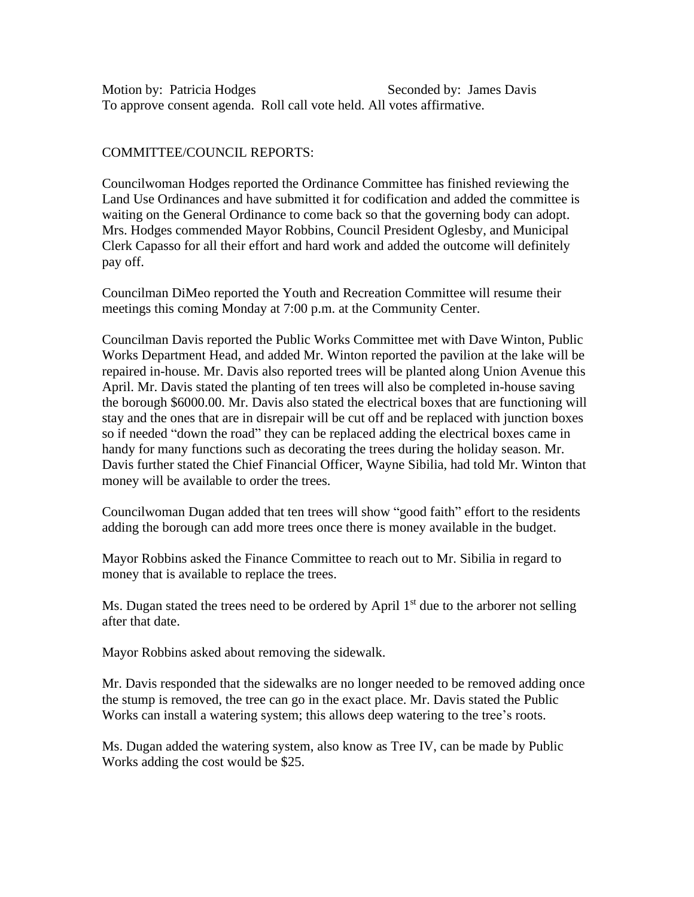Motion by: Patricia Hodges Seconded by: James Davis
To approve consent agenda. Roll call vote held. All votes affirmative.

COMMITTEE/COUNCIL REPORTS:

Councilwoman Hodges reported the Ordinance Committee has finished reviewing the Land Use Ordinances and have submitted it for codification and added the committee is waiting on the General Ordinance to come back so that the governing body can adopt. Mrs. Hodges commended Mayor Robbins, Council President Oglesby, and Municipal Clerk Capasso for all their effort and hard work and added the outcome will definitely pay off.

Councilman DiMeo reported the Youth and Recreation Committee will resume their meetings this coming Monday at 7:00 p.m. at the Community Center.

Councilman Davis reported the Public Works Committee met with Dave Winton, Public Works Department Head, and added Mr. Winton reported the pavilion at the lake will be repaired in-house. Mr. Davis also reported trees will be planted along Union Avenue this April. Mr. Davis stated the planting of ten trees will also be completed in-house saving the borough $6000.00. Mr. Davis also stated the electrical boxes that are functioning will stay and the ones that are in disrepair will be cut off and be replaced with junction boxes so if needed "down the road" they can be replaced adding the electrical boxes came in handy for many functions such as decorating the trees during the holiday season. Mr. Davis further stated the Chief Financial Officer, Wayne Sibilia, had told Mr. Winton that money will be available to order the trees.

Councilwoman Dugan added that ten trees will show "good faith" effort to the residents adding the borough can add more trees once there is money available in the budget.

Mayor Robbins asked the Finance Committee to reach out to Mr. Sibilia in regard to money that is available to replace the trees.

Ms. Dugan stated the trees need to be ordered by April 1st due to the arborer not selling after that date.

Mayor Robbins asked about removing the sidewalk.

Mr. Davis responded that the sidewalks are no longer needed to be removed adding once the stump is removed, the tree can go in the exact place. Mr. Davis stated the Public Works can install a watering system; this allows deep watering to the tree's roots.

Ms. Dugan added the watering system, also know as Tree IV, can be made by Public Works adding the cost would be $25.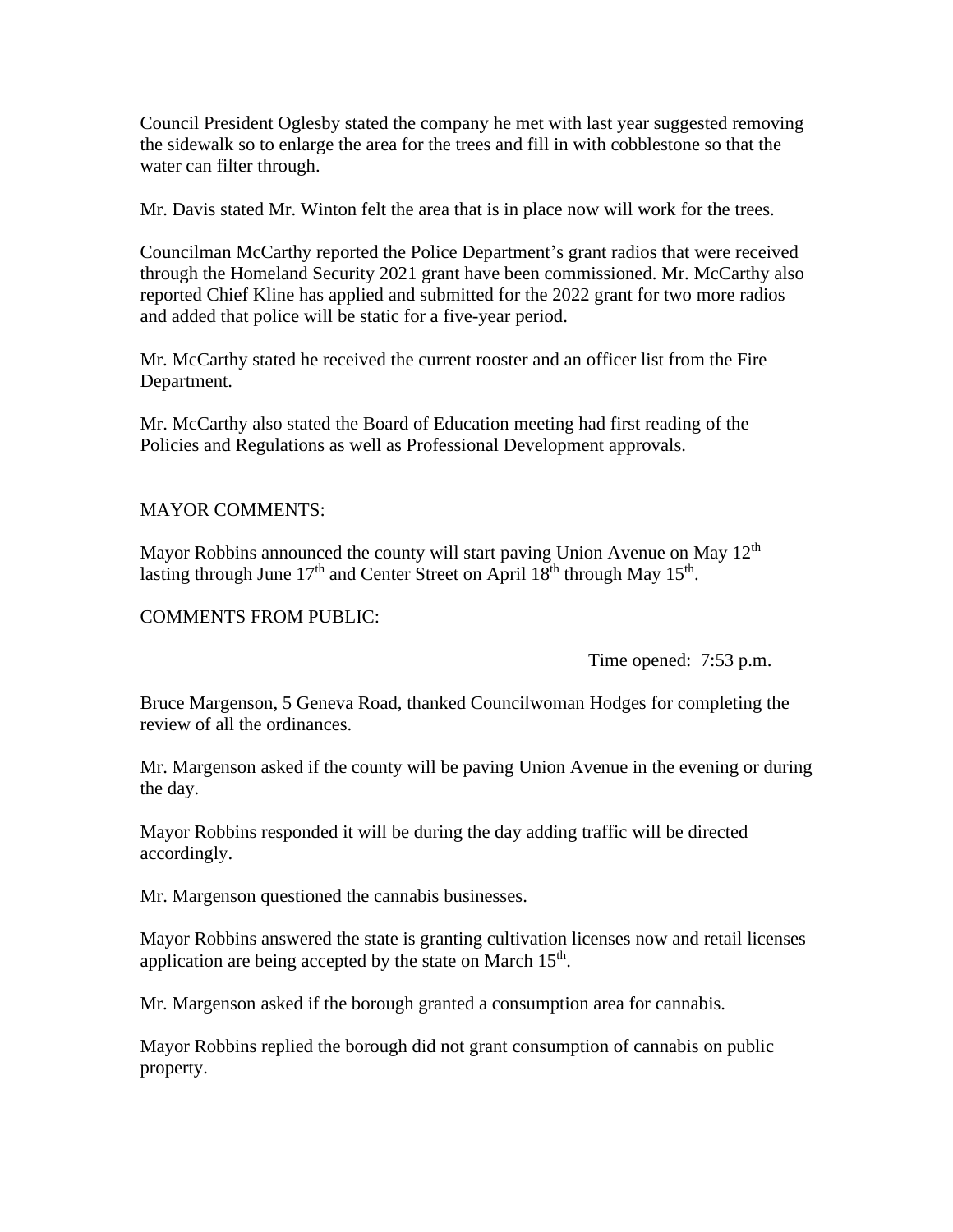Council President Oglesby stated the company he met with last year suggested removing the sidewalk so to enlarge the area for the trees and fill in with cobblestone so that the water can filter through.

Mr. Davis stated Mr. Winton felt the area that is in place now will work for the trees.

Councilman McCarthy reported the Police Department's grant radios that were received through the Homeland Security 2021 grant have been commissioned. Mr. McCarthy also reported Chief Kline has applied and submitted for the 2022 grant for two more radios and added that police will be static for a five-year period.

Mr. McCarthy stated he received the current rooster and an officer list from the Fire Department.

Mr. McCarthy also stated the Board of Education meeting had first reading of the Policies and Regulations as well as Professional Development approvals.

MAYOR COMMENTS:

Mayor Robbins announced the county will start paving Union Avenue on May 12th lasting through June 17th and Center Street on April 18th through May 15th.

COMMENTS FROM PUBLIC:

Time opened: 7:53 p.m.

Bruce Margenson, 5 Geneva Road, thanked Councilwoman Hodges for completing the review of all the ordinances.

Mr. Margenson asked if the county will be paving Union Avenue in the evening or during the day.

Mayor Robbins responded it will be during the day adding traffic will be directed accordingly.

Mr. Margenson questioned the cannabis businesses.

Mayor Robbins answered the state is granting cultivation licenses now and retail licenses application are being accepted by the state on March 15th.

Mr. Margenson asked if the borough granted a consumption area for cannabis.

Mayor Robbins replied the borough did not grant consumption of cannabis on public property.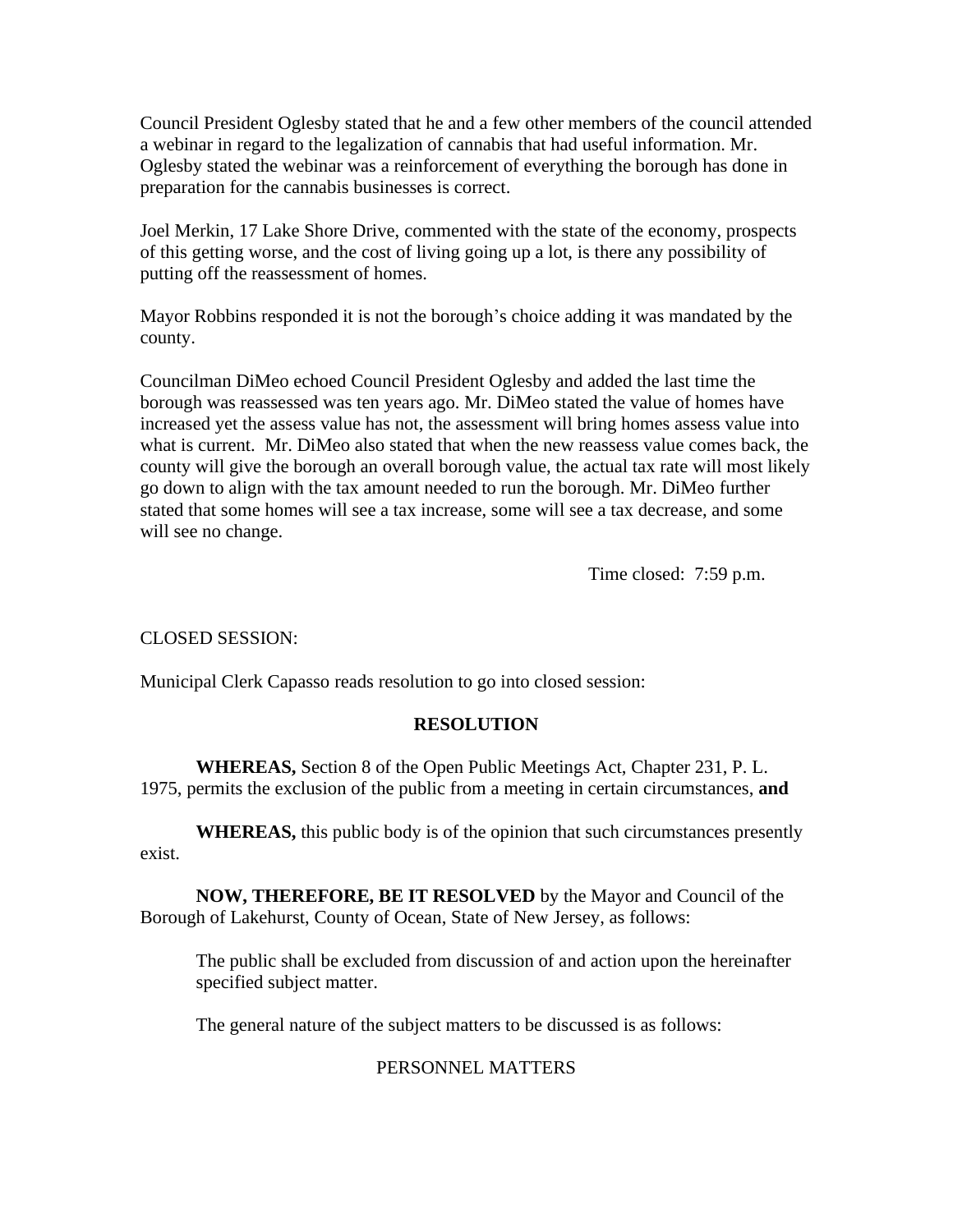Council President Oglesby stated that he and a few other members of the council attended a webinar in regard to the legalization of cannabis that had useful information. Mr. Oglesby stated the webinar was a reinforcement of everything the borough has done in preparation for the cannabis businesses is correct.

Joel Merkin, 17 Lake Shore Drive, commented with the state of the economy, prospects of this getting worse, and the cost of living going up a lot, is there any possibility of putting off the reassessment of homes.

Mayor Robbins responded it is not the borough's choice adding it was mandated by the county.

Councilman DiMeo echoed Council President Oglesby and added the last time the borough was reassessed was ten years ago. Mr. DiMeo stated the value of homes have increased yet the assess value has not, the assessment will bring homes assess value into what is current. Mr. DiMeo also stated that when the new reassess value comes back, the county will give the borough an overall borough value, the actual tax rate will most likely go down to align with the tax amount needed to run the borough. Mr. DiMeo further stated that some homes will see a tax increase, some will see a tax decrease, and some will see no change.

Time closed: 7:59 p.m.

CLOSED SESSION:

Municipal Clerk Capasso reads resolution to go into closed session:

**RESOLUTION**

**WHEREAS,** Section 8 of the Open Public Meetings Act, Chapter 231, P. L. 1975, permits the exclusion of the public from a meeting in certain circumstances, **and**

**WHEREAS,** this public body is of the opinion that such circumstances presently exist.

**NOW, THEREFORE, BE IT RESOLVED** by the Mayor and Council of the Borough of Lakehurst, County of Ocean, State of New Jersey, as follows:

The public shall be excluded from discussion of and action upon the hereinafter specified subject matter.

The general nature of the subject matters to be discussed is as follows:

PERSONNEL MATTERS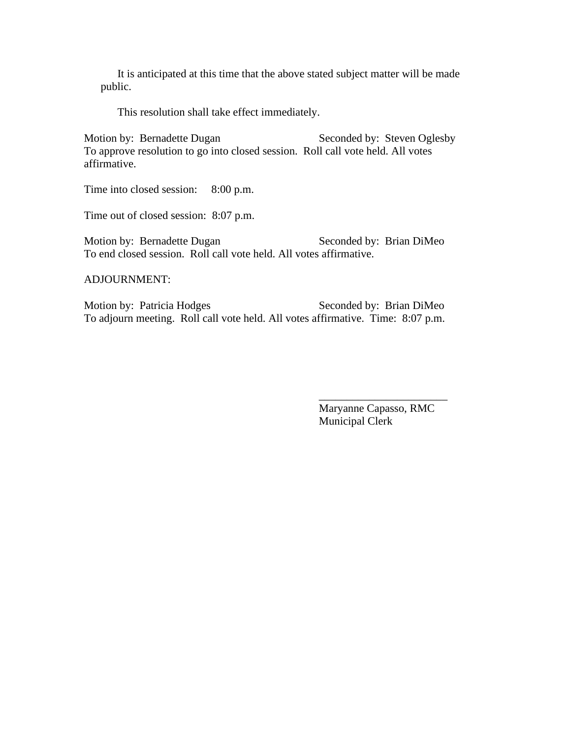It is anticipated at this time that the above stated subject matter will be made public.

This resolution shall take effect immediately.

Motion by: Bernadette Dugan Seconded by: Steven Oglesby
To approve resolution to go into closed session. Roll call vote held. All votes affirmative.

Time into closed session: 8:00 p.m.

Time out of closed session: 8:07 p.m.

Motion by: Bernadette Dugan Seconded by: Brian DiMeo
To end closed session. Roll call vote held. All votes affirmative.

ADJOURNMENT:

Motion by: Patricia Hodges Seconded by: Brian DiMeo
To adjourn meeting. Roll call vote held. All votes affirmative. Time: 8:07 p.m.

_______________________
Maryanne Capasso, RMC
Municipal Clerk